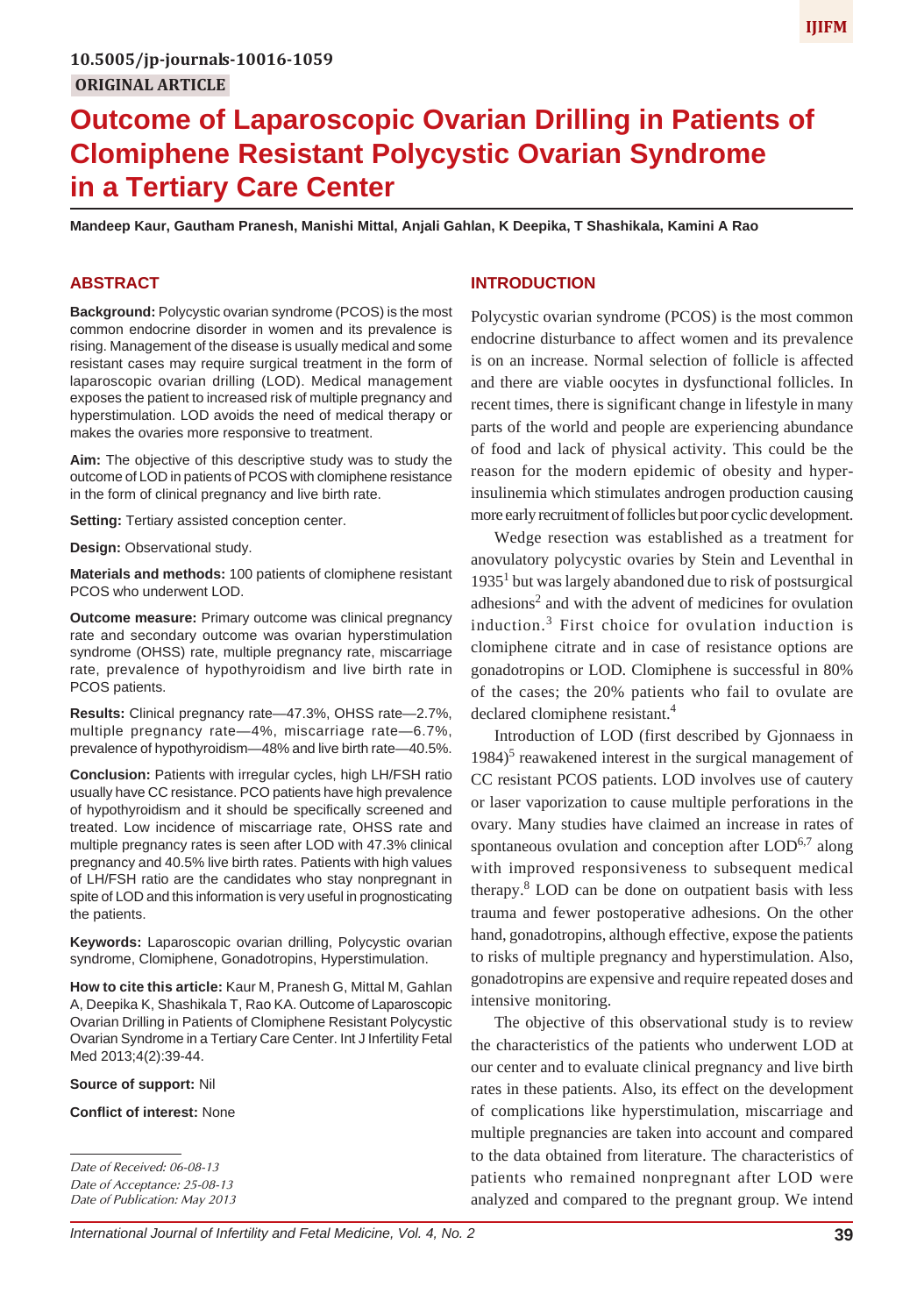10.5005/jp-journals-10016-1059

**ORIGINAL ARTICLE**

# Outcome of Laparoscopic Ovarian Drilling in Patients of Clomiphene Resistant Polycystic Ovarian Syndrome in a Tertiary Care Center

**Mandeep Kaur, Gautham Pranesh, Manishi Mittal, Anjali Gahlan, K Deepika, T Shashikala, Kamini A Rao**

## ABSTRACT

**Background:** Polycystic ovarian syndrome (PCOS) is the most common endocrine disorder in women and its prevalence is rising. Management of the disease is usually medical and some resistant cases may require surgical treatment in the form of laparoscopic ovarian drilling (LOD). Medical management exposes the patient to increased risk of multiple pregnancy and hyperstimulation. LOD avoids the need of medical therapy or makes the ovaries more responsive to treatment.

**Aim:** The objective of this descriptive study was to study the outcome of LOD in patients of PCOS with clomiphene resistance in the form of clinical pregnancy and live birth rate.

**Setting:** Tertiary assisted conception center.

**Design:** Observational study.

**Materials and methods:** 100 patients of clomiphene resistant PCOS who underwent LOD.

**Outcome measure:** Primary outcome was clinical pregnancy rate and secondary outcome was ovarian hyperstimulation syndrome (OHSS) rate, multiple pregnancy rate, miscarriage rate, prevalence of hypothyroidism and live birth rate in PCOS patients.

**Results:** Clinical pregnancy rate—47.3%, OHSS rate—2.7%, multiple pregnancy rate—4%, miscarriage rate—6.7%, prevalence of hypothyroidism—48% and live birth rate—40.5%.

**Conclusion:** Patients with irregular cycles, high LH/FSH ratio usually have CC resistance. PCO patients have high prevalence of hypothyroidism and it should be specifically screened and treated. Low incidence of miscarriage rate, OHSS rate and multiple pregnancy rates is seen after LOD with 47.3% clinical pregnancy and 40.5% live birth rates. Patients with high values of LH/FSH ratio are the candidates who stay nonpregnant in spite of LOD and this information is very useful in prognosticating the patients.

**Keywords:** Laparoscopic ovarian drilling, Polycystic ovarian syndrome, Clomiphene, Gonadotropins, Hyperstimulation.

**How to cite this article:** Kaur M, Pranesh G, Mittal M, Gahlan A, Deepika K, Shashikala T, Rao KA. Outcome of Laparoscopic Ovarian Drilling in Patients of Clomiphene Resistant Polycystic Ovarian Syndrome in a Tertiary Care Center. Int J Infertility Fetal Med 2013;4(2):39-44.

**Source of support:** Nil

**Conflict of interest:** None

*Date of Received: 06-08-13*
*Date of Acceptance: 25-08-13*
*Date of Publication: May 2013*

## INTRODUCTION

Polycystic ovarian syndrome (PCOS) is the most common endocrine disturbance to affect women and its prevalence is on an increase. Normal selection of follicle is affected and there are viable oocytes in dysfunctional follicles. In recent times, there is significant change in lifestyle in many parts of the world and people are experiencing abundance of food and lack of physical activity. This could be the reason for the modern epidemic of obesity and hyper-insulinemia which stimulates androgen production causing more early recruitment of follicles but poor cyclic development.

Wedge resection was established as a treatment for anovulatory polycystic ovaries by Stein and Leventhal in 1935[1] but was largely abandoned due to risk of postsurgical adhesions[2] and with the advent of medicines for ovulation induction.[3] First choice for ovulation induction is clomiphene citrate and in case of resistance options are gonadotropins or LOD. Clomiphene is successful in 80% of the cases; the 20% patients who fail to ovulate are declared clomiphene resistant.[4]

Introduction of LOD (first described by Gjonnaess in 1984)[5] reawakened interest in the surgical management of CC resistant PCOS patients. LOD involves use of cautery or laser vaporization to cause multiple perforations in the ovary. Many studies have claimed an increase in rates of spontaneous ovulation and conception after LOD[6,7] along with improved responsiveness to subsequent medical therapy.[8] LOD can be done on outpatient basis with less trauma and fewer postoperative adhesions. On the other hand, gonadotropins, although effective, expose the patients to risks of multiple pregnancy and hyperstimulation. Also, gonadotropins are expensive and require repeated doses and intensive monitoring.

The objective of this observational study is to review the characteristics of the patients who underwent LOD at our center and to evaluate clinical pregnancy and live birth rates in these patients. Also, its effect on the development of complications like hyperstimulation, miscarriage and multiple pregnancies are taken into account and compared to the data obtained from literature. The characteristics of patients who remained nonpregnant after LOD were analyzed and compared to the pregnant group. We intend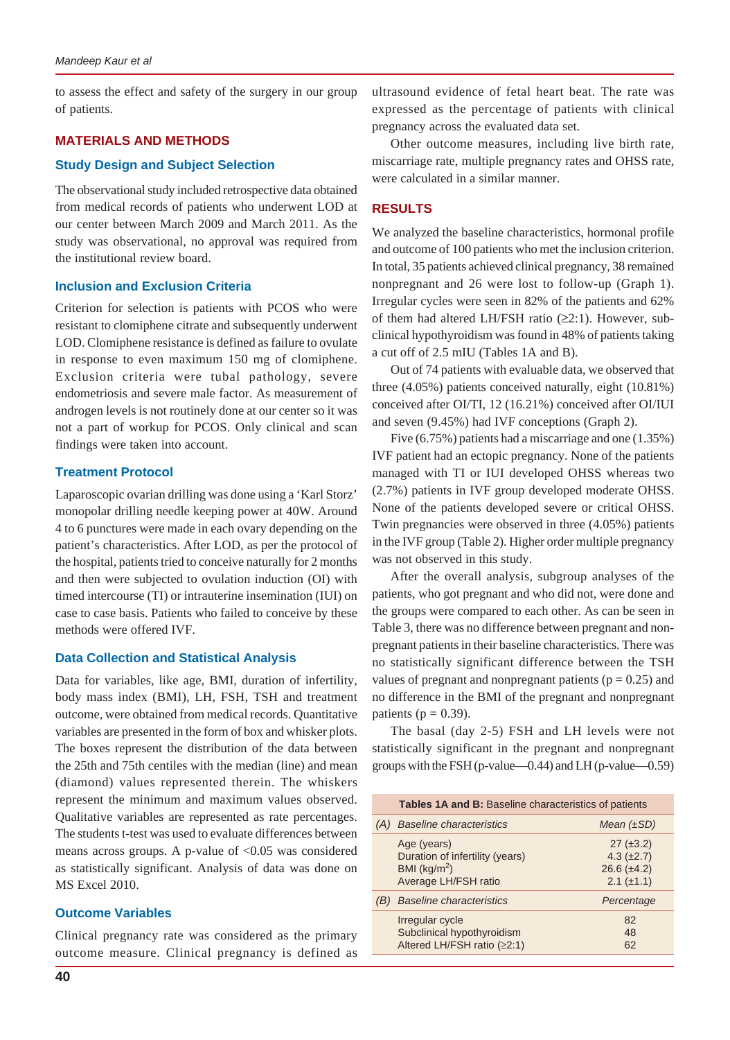to assess the effect and safety of the surgery in our group of patients.

## MATERIALS AND METHODS

### Study Design and Subject Selection

The observational study included retrospective data obtained from medical records of patients who underwent LOD at our center between March 2009 and March 2011. As the study was observational, no approval was required from the institutional review board.

### Inclusion and Exclusion Criteria

Criterion for selection is patients with PCOS who were resistant to clomiphene citrate and subsequently underwent LOD. Clomiphene resistance is defined as failure to ovulate in response to even maximum 150 mg of clomiphene. Exclusion criteria were tubal pathology, severe endometriosis and severe male factor. As measurement of androgen levels is not routinely done at our center so it was not a part of workup for PCOS. Only clinical and scan findings were taken into account.

### Treatment Protocol

Laparoscopic ovarian drilling was done using a 'Karl Storz' monopolar drilling needle keeping power at 40W. Around 4 to 6 punctures were made in each ovary depending on the patient's characteristics. After LOD, as per the protocol of the hospital, patients tried to conceive naturally for 2 months and then were subjected to ovulation induction (OI) with timed intercourse (TI) or intrauterine insemination (IUI) on case to case basis. Patients who failed to conceive by these methods were offered IVF.

### Data Collection and Statistical Analysis

Data for variables, like age, BMI, duration of infertility, body mass index (BMI), LH, FSH, TSH and treatment outcome, were obtained from medical records. Quantitative variables are presented in the form of box and whisker plots. The boxes represent the distribution of the data between the 25th and 75th centiles with the median (line) and mean (diamond) values represented therein. The whiskers represent the minimum and maximum values observed. Qualitative variables are represented as rate percentages. The students t-test was used to evaluate differences between means across groups. A p-value of <0.05 was considered as statistically significant. Analysis of data was done on MS Excel 2010.

### Outcome Variables

Clinical pregnancy rate was considered as the primary outcome measure. Clinical pregnancy is defined as ultrasound evidence of fetal heart beat. The rate was expressed as the percentage of patients with clinical pregnancy across the evaluated data set.

Other outcome measures, including live birth rate, miscarriage rate, multiple pregnancy rates and OHSS rate, were calculated in a similar manner.

## RESULTS

We analyzed the baseline characteristics, hormonal profile and outcome of 100 patients who met the inclusion criterion. In total, 35 patients achieved clinical pregnancy, 38 remained nonpregnant and 26 were lost to follow-up (Graph 1). Irregular cycles were seen in 82% of the patients and 62% of them had altered LH/FSH ratio (≥2:1). However, subclinical hypothyroidism was found in 48% of patients taking a cut off of 2.5 mIU (Tables 1A and B).

Out of 74 patients with evaluable data, we observed that three (4.05%) patients conceived naturally, eight (10.81%) conceived after OI/TI, 12 (16.21%) conceived after OI/IUI and seven (9.45%) had IVF conceptions (Graph 2).

Five (6.75%) patients had a miscarriage and one (1.35%) IVF patient had an ectopic pregnancy. None of the patients managed with TI or IUI developed OHSS whereas two (2.7%) patients in IVF group developed moderate OHSS. None of the patients developed severe or critical OHSS. Twin pregnancies were observed in three (4.05%) patients in the IVF group (Table 2). Higher order multiple pregnancy was not observed in this study.

After the overall analysis, subgroup analyses of the patients, who got pregnant and who did not, were done and the groups were compared to each other. As can be seen in Table 3, there was no difference between pregnant and nonpregnant patients in their baseline characteristics. There was no statistically significant difference between the TSH values of pregnant and nonpregnant patients ($p = 0.25$) and no difference in the BMI of the pregnant and nonpregnant patients ($p = 0.39$).

The basal (day 2-5) FSH and LH levels were not statistically significant in the pregnant and nonpregnant groups with the FSH (p-value—0.44) and LH (p-value—0.59)

**Tables 1A and B:** Baseline characteristics of patients

| | | |
|---|---|---|
| *(A)* | *Baseline characteristics* | *Mean (±SD)* |
| | Age (years) | 27 (±3.2) |
| | Duration of infertility (years) | 4.3 (±2.7) |
| | BMI ($kg/m^2$) | 26.6 (±4.2) |
| | Average LH/FSH ratio | 2.1 (±1.1) |
| *(B)* | *Baseline characteristics* | *Percentage* |
| | Irregular cycle | 82 |
| | Subclinical hypothyroidism | 48 |
| | Altered LH/FSH ratio (≥2:1) | 62 |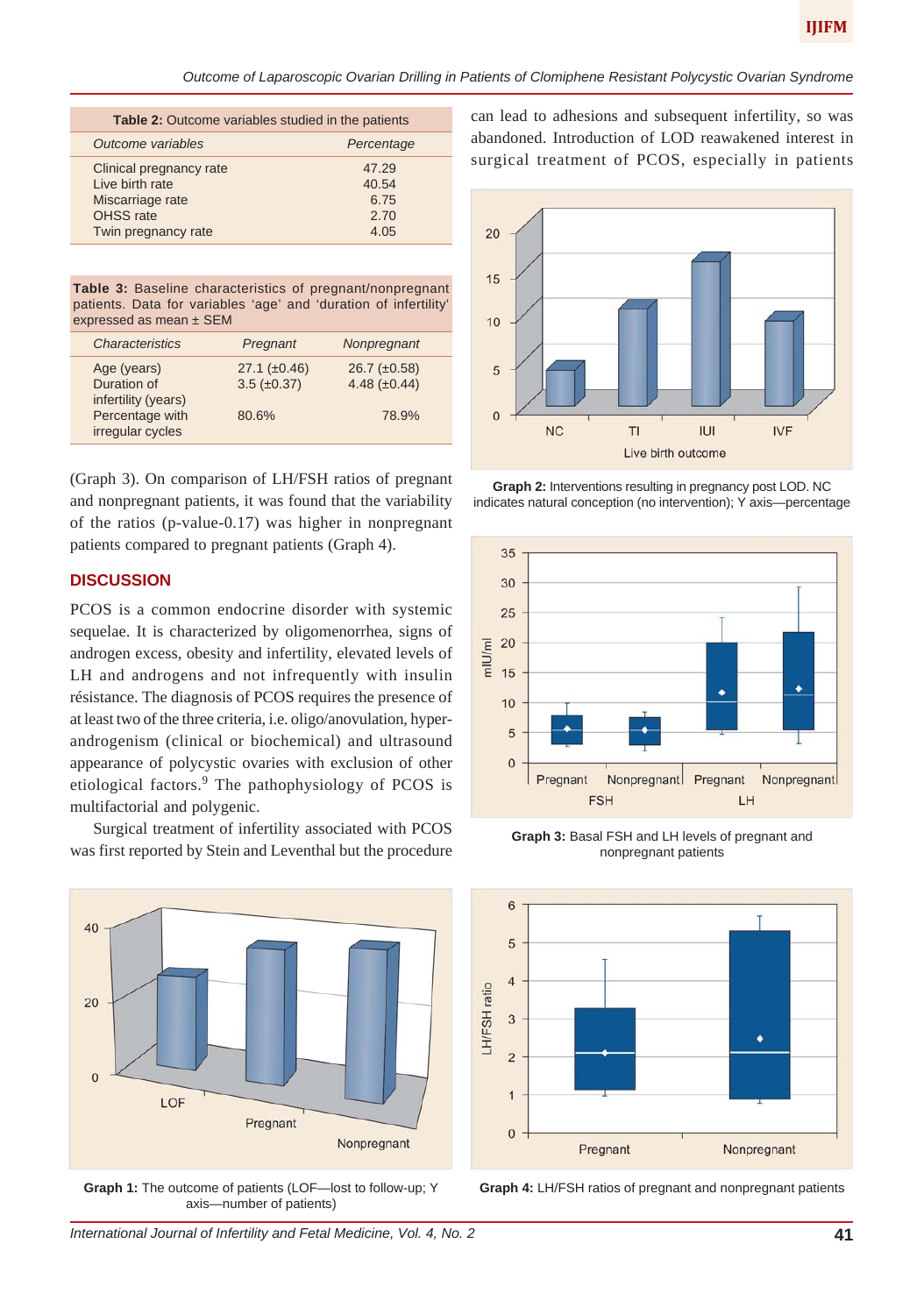**Table 2:** Outcome variables studied in the patients

| *Outcome variables* | *Percentage* |
|---|---|
| Clinical pregnancy rate | 47.29 |
| Live birth rate | 40.54 |
| Miscarriage rate | 6.75 |
| OHSS rate | 2.70 |
| Twin pregnancy rate | 4.05 |

**Table 3:** Baseline characteristics of pregnant/nonpregnant patients. Data for variables 'age' and 'duration of infertility' expressed as mean ± SEM

| *Characteristics* | *Pregnant* | *Nonpregnant* |
|---|---|---|
| Age (years) | 27.1 (±0.46) | 26.7 (±0.58) |
| Duration of infertility (years) | 3.5 (±0.37) | 4.48 (±0.44) |
| Percentage with irregular cycles | 80.6% | 78.9% |

(Graph 3). On comparison of LH/FSH ratios of pregnant and nonpregnant patients, it was found that the variability of the ratios (p-value-0.17) was higher in nonpregnant patients compared to pregnant patients (Graph 4).

## DISCUSSION

PCOS is a common endocrine disorder with systemic sequelae. It is characterized by oligomenorrhea, signs of androgen excess, obesity and infertility, elevated levels of LH and androgens and not infrequently with insulin résistance. The diagnosis of PCOS requires the presence of at least two of the three criteria, i.e. oligo/anovulation, hyperandrogenism (clinical or biochemical) and ultrasound appearance of polycystic ovaries with exclusion of other etiological factors.[9] The pathophysiology of PCOS is multifactorial and polygenic.

Surgical treatment of infertility associated with PCOS was first reported by Stein and Leventhal but the procedure can lead to adhesions and subsequent infertility, so was abandoned. Introduction of LOD reawakened interest in surgical treatment of PCOS, especially in patients

**Graph 2:** Interventions resulting in pregnancy post LOD. NC indicates natural conception (no intervention); Y axis—percentage

**Graph 3:** Basal FSH and LH levels of pregnant and nonpregnant patients

**Graph 1:** The outcome of patients (LOF—lost to follow-up; Y axis—number of patients)

**Graph 4:** LH/FSH ratios of pregnant and nonpregnant patients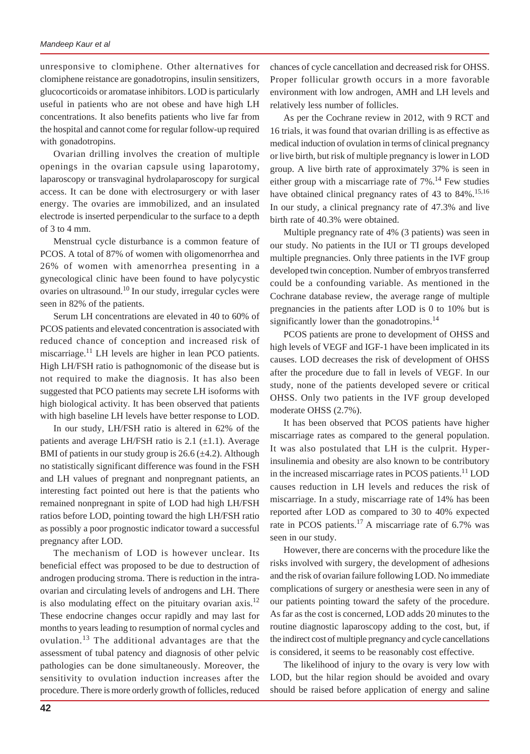unresponsive to clomiphene. Other alternatives for clomiphene reistance are gonadotropins, insulin sensitizers, glucocorticoids or aromatase inhibitors. LOD is particularly useful in patients who are not obese and have high LH concentrations. It also benefits patients who live far from the hospital and cannot come for regular follow-up required with gonadotropins.

Ovarian drilling involves the creation of multiple openings in the ovarian capsule using laparotomy, laparoscopy or transvaginal hydrolaparoscopy for surgical access. It can be done with electrosurgery or with laser energy. The ovaries are immobilized, and an insulated electrode is inserted perpendicular to the surface to a depth of 3 to 4 mm.

Menstrual cycle disturbance is a common feature of PCOS. A total of 87% of women with oligomenorrhea and 26% of women with amenorrhea presenting in a gynecological clinic have been found to have polycystic ovaries on ultrasound.[10] In our study, irregular cycles were seen in 82% of the patients.

Serum LH concentrations are elevated in 40 to 60% of PCOS patients and elevated concentration is associated with reduced chance of conception and increased risk of miscarriage.[11] LH levels are higher in lean PCO patients. High LH/FSH ratio is pathognomonic of the disease but is not required to make the diagnosis. It has also been suggested that PCO patients may secrete LH isoforms with high biological activity. It has been observed that patients with high baseline LH levels have better response to LOD.

In our study, LH/FSH ratio is altered in 62% of the patients and average LH/FSH ratio is 2.1 (±1.1). Average BMI of patients in our study group is 26.6 (±4.2). Although no statistically significant difference was found in the FSH and LH values of pregnant and nonpregnant patients, an interesting fact pointed out here is that the patients who remained nonpregnant in spite of LOD had high LH/FSH ratios before LOD, pointing toward the high LH/FSH ratio as possibly a poor prognostic indicator toward a successful pregnancy after LOD.

The mechanism of LOD is however unclear. Its beneficial effect was proposed to be due to destruction of androgen producing stroma. There is reduction in the intra-ovarian and circulating levels of androgens and LH. There is also modulating effect on the pituitary ovarian axis.[12] These endocrine changes occur rapidly and may last for months to years leading to resumption of normal cycles and ovulation.[13] The additional advantages are that the assessment of tubal patency and diagnosis of other pelvic pathologies can be done simultaneously. Moreover, the sensitivity to ovulation induction increases after the procedure. There is more orderly growth of follicles, reduced chances of cycle cancellation and decreased risk for OHSS. Proper follicular growth occurs in a more favorable environment with low androgen, AMH and LH levels and relatively less number of follicles.

As per the Cochrane review in 2012, with 9 RCT and 16 trials, it was found that ovarian drilling is as effective as medical induction of ovulation in terms of clinical pregnancy or live birth, but risk of multiple pregnancy is lower in LOD group. A live birth rate of approximately 37% is seen in either group with a miscarriage rate of 7%.[14] Few studies have obtained clinical pregnancy rates of 43 to 84%.[15,16] In our study, a clinical pregnancy rate of 47.3% and live birth rate of 40.3% were obtained.

Multiple pregnancy rate of 4% (3 patients) was seen in our study. No patients in the IUI or TI groups developed multiple pregnancies. Only three patients in the IVF group developed twin conception. Number of embryos transferred could be a confounding variable. As mentioned in the Cochrane database review, the average range of multiple pregnancies in the patients after LOD is 0 to 10% but is significantly lower than the gonadotropins.[14]

PCOS patients are prone to development of OHSS and high levels of VEGF and IGF-1 have been implicated in its causes. LOD decreases the risk of development of OHSS after the procedure due to fall in levels of VEGF. In our study, none of the patients developed severe or critical OHSS. Only two patients in the IVF group developed moderate OHSS (2.7%).

It has been observed that PCOS patients have higher miscarriage rates as compared to the general population. It was also postulated that LH is the culprit. Hyper-insulinemia and obesity are also known to be contributory in the increased miscarriage rates in PCOS patients.[11] LOD causes reduction in LH levels and reduces the risk of miscarriage. In a study, miscarriage rate of 14% has been reported after LOD as compared to 30 to 40% expected rate in PCOS patients.[17] A miscarriage rate of 6.7% was seen in our study.

However, there are concerns with the procedure like the risks involved with surgery, the development of adhesions and the risk of ovarian failure following LOD. No immediate complications of surgery or anesthesia were seen in any of our patients pointing toward the safety of the procedure. As far as the cost is concerned, LOD adds 20 minutes to the routine diagnostic laparoscopy adding to the cost, but, if the indirect cost of multiple pregnancy and cycle cancellations is considered, it seems to be reasonably cost effective.

The likelihood of injury to the ovary is very low with LOD, but the hilar region should be avoided and ovary should be raised before application of energy and saline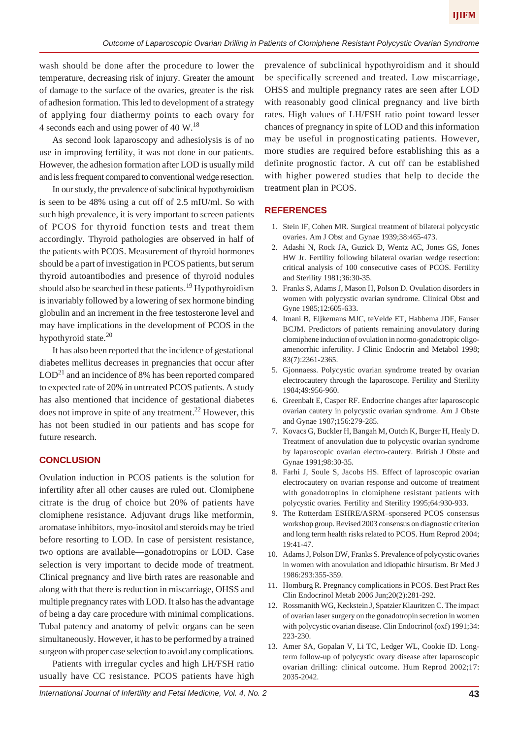wash should be done after the procedure to lower the temperature, decreasing risk of injury. Greater the amount of damage to the surface of the ovaries, greater is the risk of adhesion formation. This led to development of a strategy of applying four diathermy points to each ovary for 4 seconds each and using power of 40 W.[18]

As second look laparoscopy and adhesiolysis is of no use in improving fertility, it was not done in our patients. However, the adhesion formation after LOD is usually mild and is less frequent compared to conventional wedge resection.

In our study, the prevalence of subclinical hypothyroidism is seen to be 48% using a cut off of 2.5 mIU/ml. So with such high prevalence, it is very important to screen patients of PCOS for thyroid function tests and treat them accordingly. Thyroid pathologies are observed in half of the patients with PCOS. Measurement of thyroid hormones should be a part of investigation in PCOS patients, but serum thyroid autoantibodies and presence of thyroid nodules should also be searched in these patients.[19] Hypothyroidism is invariably followed by a lowering of sex hormone binding globulin and an increment in the free testosterone level and may have implications in the development of PCOS in the hypothyroid state.[20]

It has also been reported that the incidence of gestational diabetes mellitus decreases in pregnancies that occur after LOD[21] and an incidence of 8% has been reported compared to expected rate of 20% in untreated PCOS patients. A study has also mentioned that incidence of gestational diabetes does not improve in spite of any treatment.[22] However, this has not been studied in our patients and has scope for future research.

## CONCLUSION

Ovulation induction in PCOS patients is the solution for infertility after all other causes are ruled out. Clomiphene citrate is the drug of choice but 20% of patients have clomiphene resistance. Adjuvant drugs like metformin, aromatase inhibitors, myo-inositol and steroids may be tried before resorting to LOD. In case of persistent resistance, two options are available—gonadotropins or LOD. Case selection is very important to decide mode of treatment. Clinical pregnancy and live birth rates are reasonable and along with that there is reduction in miscarriage, OHSS and multiple pregnancy rates with LOD. It also has the advantage of being a day care procedure with minimal complications. Tubal patency and anatomy of pelvic organs can be seen simultaneously. However, it has to be performed by a trained surgeon with proper case selection to avoid any complications.

Patients with irregular cycles and high LH/FSH ratio usually have CC resistance. PCOS patients have high prevalence of subclinical hypothyroidism and it should be specifically screened and treated. Low miscarriage, OHSS and multiple pregnancy rates are seen after LOD with reasonably good clinical pregnancy and live birth rates. High values of LH/FSH ratio point toward lesser chances of pregnancy in spite of LOD and this information may be useful in prognosticating patients. However, more studies are required before establishing this as a definite prognostic factor. A cut off can be established with higher powered studies that help to decide the treatment plan in PCOS.

## REFERENCES

1. Stein IF, Cohen MR. Surgical treatment of bilateral polycystic ovaries. Am J Obst and Gynae 1939;38:465-473.
2. Adashi N, Rock JA, Guzick D, Wentz AC, Jones GS, Jones HW Jr. Fertility following bilateral ovarian wedge resection: critical analysis of 100 consecutive cases of PCOS. Fertility and Sterility 1981;36:30-35.
3. Franks S, Adams J, Mason H, Polson D. Ovulation disorders in women with polycystic ovarian syndrome. Clinical Obst and Gyne 1985;12:605-633.
4. Imani B, Eijkemans MJC, teVelde ET, Habbema JDF, Fauser BCJM. Predictors of patients remaining anovulatory during clomiphene induction of ovulation in normo-gonadotropic oligo-amenorrhic infertility. J Clinic Endocrin and Metabol 1998; 83(7):2361-2365.
5. Gjonnaess. Polycystic ovarian syndrome treated by ovarian electrocautery through the laparoscope. Fertility and Sterility 1984;49:956-960.
6. Greenbalt E, Casper RF. Endocrine changes after laparoscopic ovarian cautery in polycystic ovarian syndrome. Am J Obste and Gynae 1987;156:279-285.
7. Kovacs G, Buckler H, Bangah M, Outch K, Burger H, Healy D. Treatment of anovulation due to polycystic ovarian syndrome by laparoscopic ovarian electro-cautery. British J Obste and Gynae 1991;98:30-35.
8. Farhi J, Soule S, Jacobs HS. Effect of laproscopic ovarian electrocautery on ovarian response and outcome of treatment with gonadotropins in clomiphene resistant patients with polycystic ovaries. Fertility and Sterility 1995;64:930-933.
9. The Rotterdam ESHRE/ASRM–sponsered PCOS consensus workshop group. Revised 2003 consensus on diagnostic criterion and long term health risks related to PCOS. Hum Reprod 2004; 19:41-47.
10. Adams J, Polson DW, Franks S. Prevalence of polycystic ovaries in women with anovulation and idiopathic hirsutism. Br Med J 1986:293:355-359.
11. Homburg R. Pregnancy complications in PCOS. Best Pract Res Clin Endocrinol Metab 2006 Jun;20(2):281-292.
12. Rossmanith WG, Keckstein J, Spatzier Klauritzen C. The impact of ovarian laser surgery on the gonadotropin secretion in women with polycystic ovarian disease. Clin Endocrinol (oxf) 1991;34: 223-230.
13. Amer SA, Gopalan V, Li TC, Ledger WL, Cookie ID. Long-term follow-up of polycystic ovary disease after laparoscopic ovarian drilling: clinical outcome. Hum Reprod 2002;17: 2035-2042.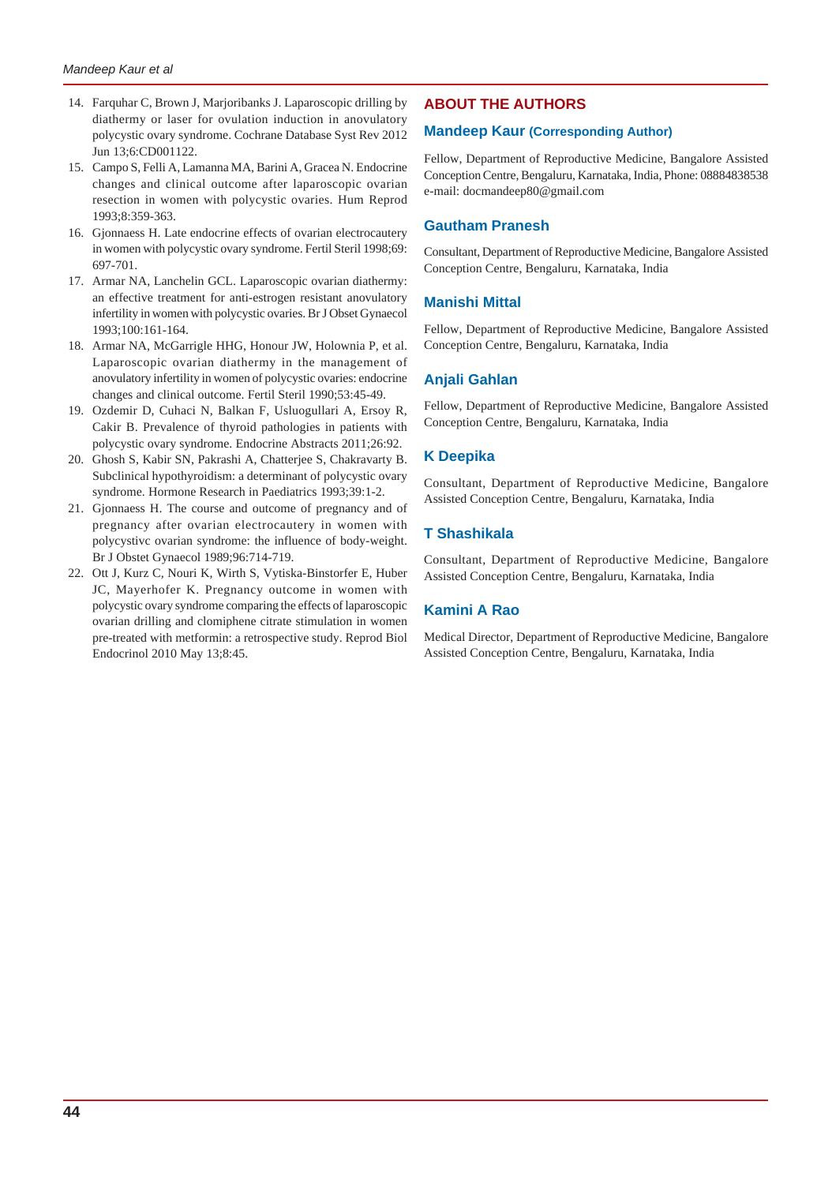14. Farquhar C, Brown J, Marjoribanks J. Laparoscopic drilling by diathermy or laser for ovulation induction in anovulatory polycystic ovary syndrome. Cochrane Database Syst Rev 2012 Jun 13;6:CD001122.
15. Campo S, Felli A, Lamanna MA, Barini A, Gracea N. Endocrine changes and clinical outcome after laparoscopic ovarian resection in women with polycystic ovaries. Hum Reprod 1993;8:359-363.
16. Gjonnaess H. Late endocrine effects of ovarian electrocautery in women with polycystic ovary syndrome. Fertil Steril 1998;69: 697-701.
17. Armar NA, Lanchelin GCL. Laparoscopic ovarian diathermy: an effective treatment for anti-estrogen resistant anovulatory infertility in women with polycystic ovaries. Br J Obset Gynaecol 1993;100:161-164.
18. Armar NA, McGarrigle HHG, Honour JW, Holownia P, et al. Laparoscopic ovarian diathermy in the management of anovulatory infertility in women of polycystic ovaries: endocrine changes and clinical outcome. Fertil Steril 1990;53:45-49.
19. Ozdemir D, Cuhaci N, Balkan F, Usluogullari A, Ersoy R, Cakir B. Prevalence of thyroid pathologies in patients with polycystic ovary syndrome. Endocrine Abstracts 2011;26:92.
20. Ghosh S, Kabir SN, Pakrashi A, Chatterjee S, Chakravarty B. Subclinical hypothyroidism: a determinant of polycystic ovary syndrome. Hormone Research in Paediatrics 1993;39:1-2.
21. Gjonnaess H. The course and outcome of pregnancy and of pregnancy after ovarian electrocautery in women with polycystivc ovarian syndrome: the influence of body-weight. Br J Obstet Gynaecol 1989;96:714-719.
22. Ott J, Kurz C, Nouri K, Wirth S, Vytiska-Binstorfer E, Huber JC, Mayerhofer K. Pregnancy outcome in women with polycystic ovary syndrome comparing the effects of laparoscopic ovarian drilling and clomiphene citrate stimulation in women pre-treated with metformin: a retrospective study. Reprod Biol Endocrinol 2010 May 13;8:45.

## ABOUT THE AUTHORS

### Mandeep Kaur (Corresponding Author)

Fellow, Department of Reproductive Medicine, Bangalore Assisted Conception Centre, Bengaluru, Karnataka, India, Phone: 08884838538 e-mail: docmandeep80@gmail.com

### Gautham Pranesh

Consultant, Department of Reproductive Medicine, Bangalore Assisted Conception Centre, Bengaluru, Karnataka, India

### Manishi Mittal

Fellow, Department of Reproductive Medicine, Bangalore Assisted Conception Centre, Bengaluru, Karnataka, India

### Anjali Gahlan

Fellow, Department of Reproductive Medicine, Bangalore Assisted Conception Centre, Bengaluru, Karnataka, India

### K Deepika

Consultant, Department of Reproductive Medicine, Bangalore Assisted Conception Centre, Bengaluru, Karnataka, India

### T Shashikala

Consultant, Department of Reproductive Medicine, Bangalore Assisted Conception Centre, Bengaluru, Karnataka, India

### Kamini A Rao

Medical Director, Department of Reproductive Medicine, Bangalore Assisted Conception Centre, Bengaluru, Karnataka, India